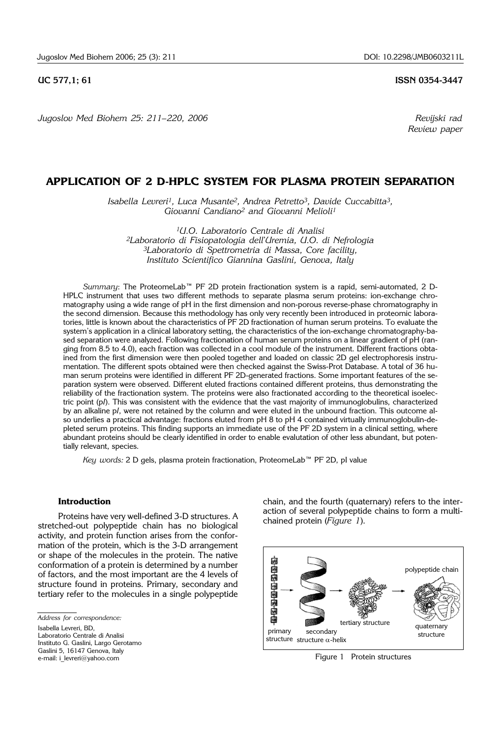UC 577,1; 61 ISSN 0354-3447

*Jugoslov Med Biohem 25: 211–220, 2006*

*Revijski rad*
*Review paper*

# APPLICATION OF 2 D-HPLC SYSTEM FOR PLASMA PROTEIN SEPARATION

*Isabella Levreri[1], Luca Musante[2], Andrea Petretto[3], Davide Cuccabitta[3], Giovanni Candiano[2] and Giovanni Melioli[1]*

[1]U.O. Laboratorio Centrale di Analisi
[2]Laboratorio di Fisiopatologia dell'Uremia, U.O. di Nefrologia
[3]Laboratorio di Spettrometria di Massa, Core facility,
Instituto Scientifico Giannina Gaslini, Genova, Italy

*Summary*: The ProteomeLab™ PF 2D protein fractionation system is a rapid, semi-automated, 2 D-HPLC instrument that uses two different methods to separate plasma serum proteins: ion-exchange chromatography using a wide range of pH in the first dimension and non-porous reverse-phase chromatography in the second dimension. Because this methodology has only very recently been introduced in proteomic laboratories, little is known about the characteristics of PF 2D fractionation of human serum proteins. To evaluate the system's application in a clinical laboratory setting, the characteristics of the ion-exchange chromatography-based separation were analyzed. Following fractionation of human serum proteins on a linear gradient of pH (ranging from 8.5 to 4.0), each fraction was collected in a cool module of the instrument. Different fractions obtained from the first dimension were then pooled together and loaded on classic 2D gel electrophoresis instrumentation. The different spots obtained were then checked against the Swiss-Prot Database. A total of 36 human serum proteins were identified in different PF 2D-generated fractions. Some important features of the separation system were observed. Different eluted fractions contained different proteins, thus demonstrating the reliability of the fractionation system. The proteins were also fractionated according to the theoretical isoelectric point (p*I*). This was consistent with the evidence that the vast majority of immunoglobulins, characterized by an alkaline p*I*, were not retained by the column and were eluted in the unbound fraction. This outcome also underlies a practical advantage: fractions eluted from pH 8 to pH 4 contained virtually immunoglobulin-depleted serum proteins. This finding supports an immediate use of the PF 2D system in a clinical setting, where abundant proteins should be clearly identified in order to enable evalutation of other less abundant, but potentially relevant, species.

*Key words:* 2 D gels, plasma protein fractionation, ProteomeLab™ PF 2D, pI value

## Introduction

Proteins have very well-defined 3-D structures. A stretched-out polypeptide chain has no biological activity, and protein function arises from the conformation of the protein, which is the 3-D arrangement or shape of the molecules in the protein. The native conformation of a protein is determined by a number of factors, and the most important are the 4 levels of structure found in proteins. Primary, secondary and tertiary refer to the molecules in a single polypeptide chain, and the fourth (quaternary) refers to the interaction of several polypeptide chains to form a multi-chained protein (*Figure 1*).

primary structure — secondary structure α-helix — tertiary structure — quaternary structure — polypeptide chain

Figure 1 Protein structures

*Address for correspondence:*
Isabella Levreri, BD,
Laboratorio Centrale di Analisi
Instituto G. Gaslini, Largo Gerotamo
Gaslini 5, 16147 Genova, Italy
e-mail: i_levreri@yahoo.com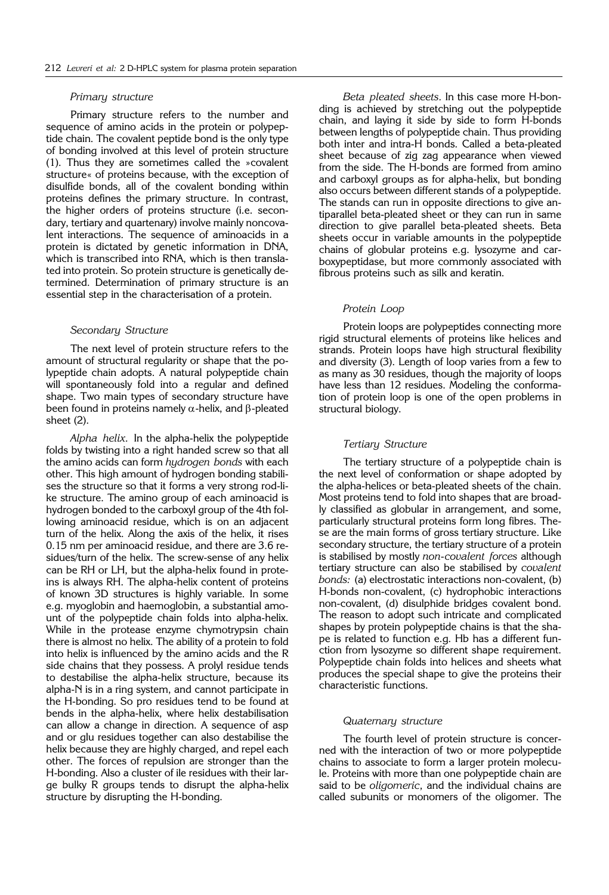### *Primary structure*

Primary structure refers to the number and sequence of amino acids in the protein or polypeptide chain. The covalent peptide bond is the only type of bonding involved at this level of protein structure (1). Thus they are sometimes called the »covalent structure« of proteins because, with the exception of disulfide bonds, all of the covalent bonding within proteins defines the primary structure. In contrast, the higher orders of proteins structure (i.e. secondary, tertiary and quaternary) involve mainly noncovalent interactions. The sequence of aminoacids in a protein is dictated by genetic information in DNA, which is transcribed into RNA, which is then translated into protein. So protein structure is genetically determined. Determination of primary structure is an essential step in the characterisation of a protein.

### *Secondary Structure*

The next level of protein structure refers to the amount of structural regularity or shape that the polypeptide chain adopts. A natural polypeptide chain will spontaneously fold into a regular and defined shape. Two main types of secondary structure have been found in proteins namely $\alpha$-helix, and $\beta$-pleated sheet (2).

*Alpha helix.* In the alpha-helix the polypeptide folds by twisting into a right handed screw so that all the amino acids can form *hydrogen bonds* with each other. This high amount of hydrogen bonding stabilises the structure so that it forms a very strong rod-like structure. The amino group of each aminoacid is hydrogen bonded to the carboxyl group of the 4th following aminoacid residue, which is on an adjacent turn of the helix. Along the axis of the helix, it rises 0.15 nm per aminoacid residue, and there are 3.6 residues/turn of the helix. The screw-sense of any helix can be RH or LH, but the alpha-helix found in proteins is always RH. The alpha-helix content of proteins of known 3D structures is highly variable. In some e.g. myoglobin and haemoglobin, a substantial amount of the polypeptide chain folds into alpha-helix. While in the protease enzyme chymotrypsin chain there is almost no helix. The ability of a protein to fold into helix is influenced by the amino acids and the R side chains that they possess. A prolyl residue tends to destabilise the alpha-helix structure, because its alpha-N is in a ring system, and cannot participate in the H-bonding. So pro residues tend to be found at bends in the alpha-helix, where helix destabilisation can allow a change in direction. A sequence of asp and or glu residues together can also destabilise the helix because they are highly charged, and repel each other. The forces of repulsion are stronger than the H-bonding. Also a cluster of ile residues with their large bulky R groups tends to disrupt the alpha-helix structure by disrupting the H-bonding.

*Beta pleated sheets.* In this case more H-bonding is achieved by stretching out the polypeptide chain, and laying it side by side to form H-bonds between lengths of polypeptide chain. Thus providing both inter and intra-H bonds. Called a beta-pleated sheet because of zig zag appearance when viewed from the side. The H-bonds are formed from amino and carboxyl groups as for alpha-helix, but bonding also occurs between different stands of a polypeptide. The stands can run in opposite directions to give antiparallel beta-pleated sheet or they can run in same direction to give parallel beta-pleated sheets. Beta sheets occur in variable amounts in the polypeptide chains of globular proteins e.g. lysozyme and carboxypeptidase, but more commonly associated with fibrous proteins such as silk and keratin.

### *Protein Loop*

Protein loops are polypeptides connecting more rigid structural elements of proteins like helices and strands. Protein loops have high structural flexibility and diversity (3). Length of loop varies from a few to as many as 30 residues, though the majority of loops have less than 12 residues. Modeling the conformation of protein loop is one of the open problems in structural biology.

### *Tertiary Structure*

The tertiary structure of a polypeptide chain is the next level of conformation or shape adopted by the alpha-helices or beta-pleated sheets of the chain. Most proteins tend to fold into shapes that are broadly classified as globular in arrangement, and some, particularly structural proteins form long fibres. These are the main forms of gross tertiary structure. Like secondary structure, the tertiary structure of a protein is stabilised by mostly *non-covalent forces* although tertiary structure can also be stabilised by *covalent bonds:* (a) electrostatic interactions non-covalent, (b) H-bonds non-covalent, (c) hydrophobic interactions non-covalent, (d) disulphide bridges covalent bond. The reason to adopt such intricate and complicated shapes by protein polypeptide chains is that the shape is related to function e.g. Hb has a different function from lysozyme so different shape requirement. Polypeptide chain folds into helices and sheets what produces the special shape to give the proteins their characteristic functions.

### *Quaternary structure*

The fourth level of protein structure is concerned with the interaction of two or more polypeptide chains to associate to form a larger protein molecule. Proteins with more than one polypeptide chain are said to be *oligomeric*, and the individual chains are called subunits or monomers of the oligomer. The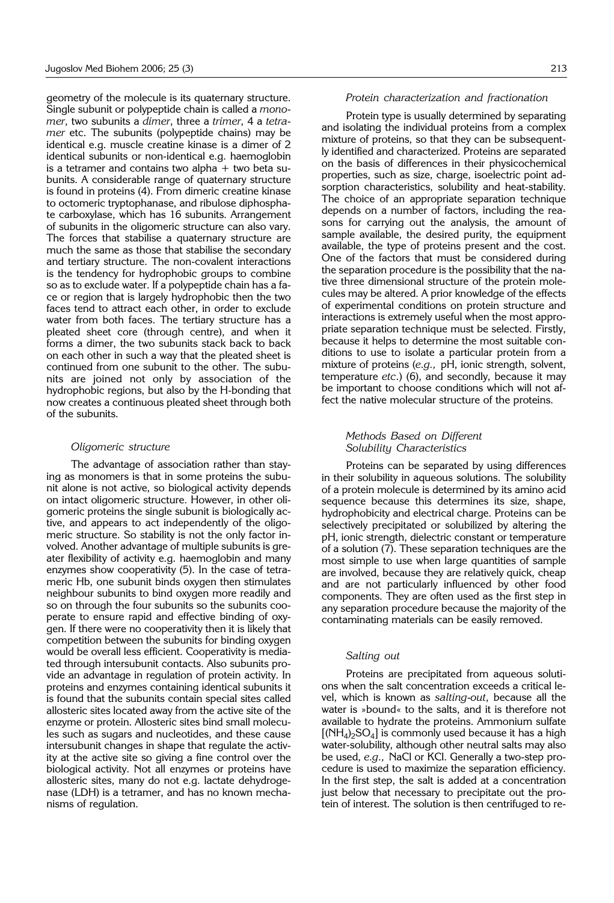geometry of the molecule is its quaternary structure. Single subunit or polypeptide chain is called a *monomer*, two subunits a *dimer*, three a *trimer*, 4 a *tetramer* etc. The subunits (polypeptide chains) may be identical e.g. muscle creatine kinase is a dimer of 2 identical subunits or non-identical e.g. haemoglobin is a tetramer and contains two alpha + two beta subunits. A considerable range of quaternary structure is found in proteins (4). From dimeric creatine kinase to octomeric tryptophanase, and ribulose diphosphate carboxylase, which has 16 subunits. Arrangement of subunits in the oligomeric structure can also vary. The forces that stabilise a quaternary structure are much the same as those that stabilise the secondary and tertiary structure. The non-covalent interactions is the tendency for hydrophobic groups to combine so as to exclude water. If a polypeptide chain has a face or region that is largely hydrophobic then the two faces tend to attract each other, in order to exclude water from both faces. The tertiary structure has a pleated sheet core (through centre), and when it forms a dimer, the two subunits stack back to back on each other in such a way that the pleated sheet is continued from one subunit to the other. The subunits are joined not only by association of the hydrophobic regions, but also by the H-bonding that now creates a continuous pleated sheet through both of the subunits.

### *Oligomeric structure*

The advantage of association rather than staying as monomers is that in some proteins the subunit alone is not active, so biological activity depends on intact oligomeric structure. However, in other oligomeric proteins the single subunit is biologically active, and appears to act independently of the oligomeric structure. So stability is not the only factor involved. Another advantage of multiple subunits is greater flexibility of activity e.g. haemoglobin and many enzymes show cooperativity (5). In the case of tetrameric Hb, one subunit binds oxygen then stimulates neighbour subunits to bind oxygen more readily and so on through the four subunits so the subunits cooperate to ensure rapid and effective binding of oxygen. If there were no cooperativity then it is likely that competition between the subunits for binding oxygen would be overall less efficient. Cooperativity is mediated through intersubunit contacts. Also subunits provide an advantage in regulation of protein activity. In proteins and enzymes containing identical subunits it is found that the subunits contain special sites called allosteric sites located away from the active site of the enzyme or protein. Allosteric sites bind small molecules such as sugars and nucleotides, and these cause intersubunit changes in shape that regulate the activity at the active site so giving a fine control over the biological activity. Not all enzymes or proteins have allosteric sites, many do not e.g. lactate dehydrogenase (LDH) is a tetramer, and has no known mechanisms of regulation.

### *Protein characterization and fractionation*

Protein type is usually determined by separating and isolating the individual proteins from a complex mixture of proteins, so that they can be subsequently identified and characterized. Proteins are separated on the basis of differences in their physicochemical properties, such as size, charge, isoelectric point adsorption characteristics, solubility and heat-stability. The choice of an appropriate separation technique depends on a number of factors, including the reasons for carrying out the analysis, the amount of sample available, the desired purity, the equipment available, the type of proteins present and the cost. One of the factors that must be considered during the separation procedure is the possibility that the native three dimensional structure of the protein molecules may be altered. A prior knowledge of the effects of experimental conditions on protein structure and interactions is extremely useful when the most appropriate separation technique must be selected. Firstly, because it helps to determine the most suitable conditions to use to isolate a particular protein from a mixture of proteins (*e.g.,* pH, ionic strength, solvent, temperature *etc.*) (6), and secondly, because it may be important to choose conditions which will not affect the native molecular structure of the proteins.

### *Methods Based on Different Solubility Characteristics*

Proteins can be separated by using differences in their solubility in aqueous solutions. The solubility of a protein molecule is determined by its amino acid sequence because this determines its size, shape, hydrophobicity and electrical charge. Proteins can be selectively precipitated or solubilized by altering the pH, ionic strength, dielectric constant or temperature of a solution (7). These separation techniques are the most simple to use when large quantities of sample are involved, because they are relatively quick, cheap and are not particularly influenced by other food components. They are often used as the first step in any separation procedure because the majority of the contaminating materials can be easily removed.

### *Salting out*

Proteins are precipitated from aqueous solutions when the salt concentration exceeds a critical level, which is known as *salting-out*, because all the water is »bound« to the salts, and it is therefore not available to hydrate the proteins. Ammonium sulfate $[(NH_4)_2SO_4]$ is commonly used because it has a high water-solubility, although other neutral salts may also be used, *e.g.,* NaCl or KCl. Generally a two-step procedure is used to maximize the separation efficiency. In the first step, the salt is added at a concentration just below that necessary to precipitate out the protein of interest. The solution is then centrifuged to re-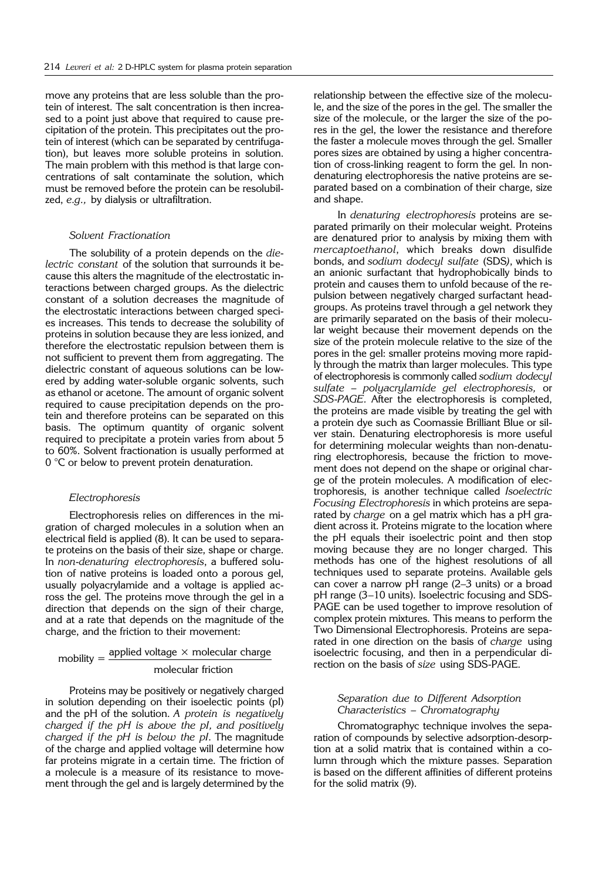move any proteins that are less soluble than the protein of interest. The salt concentration is then increased to a point just above that required to cause precipitation of the protein. This precipitates out the protein of interest (which can be separated by centrifugation), but leaves more soluble proteins in solution. The main problem with this method is that large concentrations of salt contaminate the solution, which must be removed before the protein can be resolubilzed, *e.g.,* by dialysis or ultrafiltration.

### *Solvent Fractionation*

The solubility of a protein depends on the *dielectric constant* of the solution that surrounds it because this alters the magnitude of the electrostatic interactions between charged groups. As the dielectric constant of a solution decreases the magnitude of the electrostatic interactions between charged species increases. This tends to decrease the solubility of proteins in solution because they are less ionized, and therefore the electrostatic repulsion between them is not sufficient to prevent them from aggregating. The dielectric constant of aqueous solutions can be lowered by adding water-soluble organic solvents, such as ethanol or acetone. The amount of organic solvent required to cause precipitation depends on the protein and therefore proteins can be separated on this basis. The optimum quantity of organic solvent required to precipitate a protein varies from about 5 to 60%. Solvent fractionation is usually performed at 0 °C or below to prevent protein denaturation.

### *Electrophoresis*

Electrophoresis relies on differences in the migration of charged molecules in a solution when an electrical field is applied (8). It can be used to separate proteins on the basis of their size, shape or charge. In *non-denaturing electrophoresis*, a buffered solution of native proteins is loaded onto a porous gel, usually polyacrylamide and a voltage is applied across the gel. The proteins move through the gel in a direction that depends on the sign of their charge, and at a rate that depends on the magnitude of the charge, and the friction to their movement:

$$\text{mobility} = \frac{\text{applied voltage} \times \text{molecular charge}}{\text{molecular friction}}$$

Proteins may be positively or negatively charged in solution depending on their isoelectic points (pI) and the pH of the solution. *A protein is negatively charged if the pH is above the pI, and positively charged if the pH is below the pI*. The magnitude of the charge and applied voltage will determine how far proteins migrate in a certain time. The friction of a molecule is a measure of its resistance to movement through the gel and is largely determined by the relationship between the effective size of the molecule, and the size of the pores in the gel. The smaller the size of the molecule, or the larger the size of the pores in the gel, the lower the resistance and therefore the faster a molecule moves through the gel. Smaller pores sizes are obtained by using a higher concentration of cross-linking reagent to form the gel. In non-denaturing electrophoresis the native proteins are separated based on a combination of their charge, size and shape.

In *denaturing electrophoresis* proteins are separated primarily on their molecular weight. Proteins are denatured prior to analysis by mixing them with *mercaptoethanol*, which breaks down disulfide bonds, and *sodium dodecyl sulfate* (SDS), which is an anionic surfactant that hydrophobically binds to protein and causes them to unfold because of the repulsion between negatively charged surfactant headgroups. As proteins travel through a gel network they are primarily separated on the basis of their molecular weight because their movement depends on the size of the protein molecule relative to the size of the pores in the gel: smaller proteins moving more rapidly through the matrix than larger molecules. This type of electrophoresis is commonly called *sodium dodecyl sulfate – polyacrylamide gel electrophoresis,* or *SDS-PAGE*. After the electrophoresis is completed, the proteins are made visible by treating the gel with a protein dye such as Coomassie Brilliant Blue or silver stain. Denaturing electrophoresis is more useful for determining molecular weights than non-denaturing electrophoresis, because the friction to movement does not depend on the shape or original charge of the protein molecules. A modification of electrophoresis, is another technique called *Isoelectric Focusing Electrophoresis* in which proteins are separated by *charge* on a gel matrix which has a pH gradient across it. Proteins migrate to the location where the pH equals their isoelectric point and then stop moving because they are no longer charged. This methods has one of the highest resolutions of all techniques used to separate proteins. Available gels can cover a narrow pH range (2–3 units) or a broad pH range (3–10 units). Isoelectric focusing and SDS-PAGE can be used together to improve resolution of complex protein mixtures. This means to perform the Two Dimensional Electrophoresis. Proteins are separated in one direction on the basis of *charge* using isoelectric focusing, and then in a perpendicular direction on the basis of *size* using SDS-PAGE.

### *Separation due to Different Adsorption Characteristics – Chromatography*

Chromatographyc technique involves the separation of compounds by selective adsorption-desorption at a solid matrix that is contained within a column through which the mixture passes. Separation is based on the different affinities of different proteins for the solid matrix (9).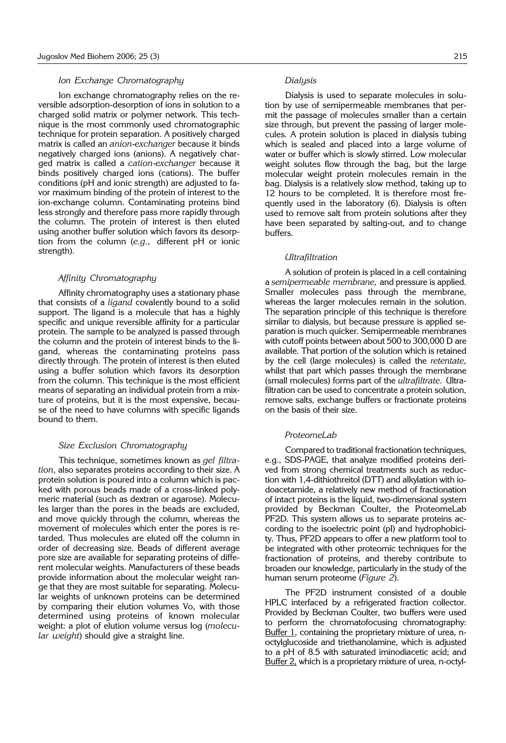### *Ion Exchange Chromatography*

Ion exchange chromatography relies on the reversible adsorption-desorption of ions in solution to a charged solid matrix or polymer network. This technique is the most commonly used chromatographic technique for protein separation. A positively charged matrix is called an *anion-exchanger* because it binds negatively charged ions (anions). A negatively charged matrix is called a *cation-exchanger* because it binds positively charged ions (cations). The buffer conditions (pH and ionic strength) are adjusted to favor maximum binding of the protein of interest to the ion-exchange column. Contaminating proteins bind less strongly and therefore pass more rapidly through the column. The protein of interest is then eluted using another buffer solution which favors its desorption from the column (*e.g.,* different pH or ionic strength).

### *Affinity Chromatography*

Affinity chromatography uses a stationary phase that consists of a *ligand* covalently bound to a solid support. The ligand is a molecule that has a highly specific and unique reversible affinity for a particular protein. The sample to be analyzed is passed through the column and the protein of interest binds to the ligand, whereas the contaminating proteins pass directly through. The protein of interest is then eluted using a buffer solution which favors its desorption from the column. This technique is the most efficient means of separating an individual protein from a mixture of proteins, but it is the most expensive, because of the need to have columns with specific ligands bound to them.

### *Size Exclusion Chromatography*

This technique, sometimes known as *gel filtration*, also separates proteins according to their size. A protein solution is poured into a column which is packed with porous beads made of a cross-linked polymeric material (such as dextran or agarose). Molecules larger than the pores in the beads are excluded, and move quickly through the column, whereas the movement of molecules which enter the pores is retarded. Thus molecules are eluted off the column in order of decreasing size. Beads of different average pore size are available for separating proteins of different molecular weights. Manufacturers of these beads provide information about the molecular weight range that they are most suitable for separating. Molecular weights of unknown proteins can be determined by comparing their elution volumes Vo, with those determined using proteins of known molecular weight: a plot of elution volume versus log (*molecular weight*) should give a straight line.

### *Dialysis*

Dialysis is used to separate molecules in solution by use of semipermeable membranes that permit the passage of molecules smaller than a certain size through, but prevent the passing of larger molecules. A protein solution is placed in dialysis tubing which is sealed and placed into a large volume of water or buffer which is slowly stirred. Low molecular weight solutes flow through the bag, but the large molecular weight protein molecules remain in the bag. Dialysis is a relatively slow method, taking up to 12 hours to be completed. It is therefore most frequently used in the laboratory (6). Dialysis is often used to remove salt from protein solutions after they have been separated by salting-out, and to change buffers.

### *Ultrafiltration*

A solution of protein is placed in a cell containing a *semipermeable membrane,* and pressure is applied. Smaller molecules pass through the membrane, whereas the larger molecules remain in the solution. The separation principle of this technique is therefore similar to dialysis, but because pressure is applied separation is much quicker. Semipermeable membranes with cutoff points between about 500 to 300,000 D are available. That portion of the solution which is retained by the cell (large molecules) is called the *retentate,* whilst that part which passes through the membrane (small molecules) forms part of the *ultrafiltrate.* Ultrafiltration can be used to concentrate a protein solution, remove salts, exchange buffers or fractionate proteins on the basis of their size.

### *ProteomeLab*

Compared to traditional fractionation techniques, e.g., SDS-PAGE, that analyze modified proteins derived from strong chemical treatments such as reduction with 1,4-dithiothreitol (DTT) and alkylation with iodoacetamide, a relatively new method of fractionation of intact proteins is the liquid, two-dimensional system provided by Beckman Coulter, the ProteomeLab PF2D. This system allows us to separate proteins according to the isoelectric point (pI) and hydrophobicity. Thus, PF2D appears to offer a new platform tool to be integrated with other proteomic techniques for the fractionation of proteins, and thereby contribute to broaden our knowledge, particularly in the study of the human serum proteome (*Figure 2*).

The PF2D instrument consisted of a double HPLC interfaced by a refrigerated fraction collector. Provided by Beckman Coulter, two buffers were used to perform the chromatofocusing chromatography: Buffer 1, containing the proprietary mixture of urea, n-octylglucoside and triethanolamine, which is adjusted to a pH of 8.5 with saturated iminodiacetic acid; and Buffer 2, which is a proprietary mixture of urea, n-octyl-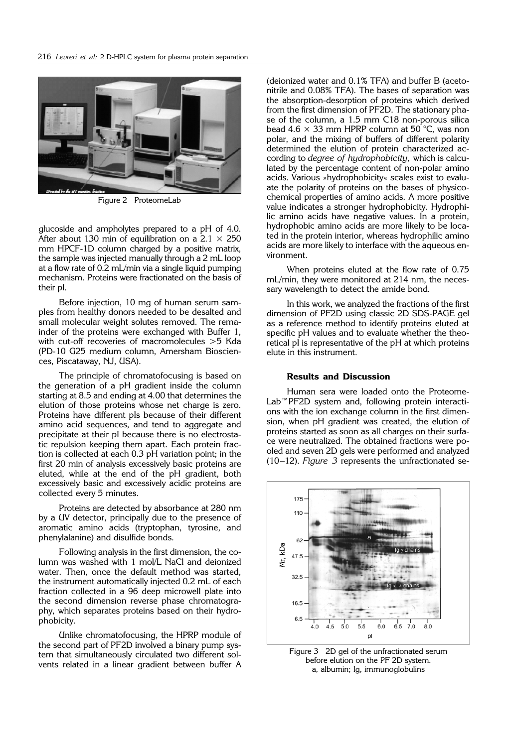Figure 2 ProteomeLab

glucoside and ampholytes prepared to a pH of 4.0. After about 130 min of equilibration on a 2.1 × 250 mm HPCF-1D column charged by a positive matrix, the sample was injected manually through a 2 mL loop at a flow rate of 0.2 mL/min via a single liquid pumping mechanism. Proteins were fractionated on the basis of their pI.

Before injection, 10 mg of human serum samples from healthy donors needed to be desalted and small molecular weight solutes removed. The remainder of the proteins were exchanged with Buffer 1, with cut-off recoveries of macromolecules >5 Kda (PD-10 G25 medium column, Amersham Biosciences, Piscataway, NJ, USA).

The principle of chromatofocusing is based on the generation of a pH gradient inside the column starting at 8.5 and ending at 4.00 that determines the elution of those proteins whose net charge is zero. Proteins have different pIs because of their different amino acid sequences, and tend to aggregate and precipitate at their pI because there is no electrostatic repulsion keeping them apart. Each protein fraction is collected at each 0.3 pH variation point; in the first 20 min of analysis excessively basic proteins are eluted, while at the end of the pH gradient, both excessively basic and excessively acidic proteins are collected every 5 minutes.

Proteins are detected by absorbance at 280 nm by a UV detector, principally due to the presence of aromatic amino acids (tryptophan, tyrosine, and phenylalanine) and disulfide bonds.

Following analysis in the first dimension, the column was washed with 1 mol/L NaCl and deionized water. Then, once the default method was started, the instrument automatically injected 0.2 mL of each fraction collected in a 96 deep microwell plate into the second dimension reverse phase chromatography, which separates proteins based on their hydrophobicity.

Unlike chromatofocusing, the HPRP module of the second part of PF2D involved a binary pump system that simultaneously circulated two different solvents related in a linear gradient between buffer A (deionized water and 0.1% TFA) and buffer B (acetonitrile and 0.08% TFA). The bases of separation was the absorption-desorption of proteins which derived from the first dimension of PF2D. The stationary phase of the column, a 1.5 mm C18 non-porous silica bead 4.6 × 33 mm HPRP column at 50 °C, was non polar, and the mixing of buffers of different polarity determined the elution of protein characterized according to *degree of hydrophobicity*, which is calculated by the percentage content of non-polar amino acids. Various »hydrophobicity« scales exist to evaluate the polarity of proteins on the bases of physicochemical properties of amino acids. A more positive value indicates a stronger hydrophobicity. Hydrophilic amino acids have negative values. In a protein, hydrophobic amino acids are more likely to be located in the protein interior, whereas hydrophilic amino acids are more likely to interface with the aqueous environment.

When proteins eluted at the flow rate of 0.75 mL/min, they were monitored at 214 nm, the necessary wavelength to detect the amide bond.

In this work, we analyzed the fractions of the first dimension of PF2D using classic 2D SDS-PAGE gel as a reference method to identify proteins eluted at specific pH values and to evaluate whether the theoretical pI is representative of the pH at which proteins elute in this instrument.

### Results and Discussion

Human sera were loaded onto the ProteomeLab™PF2D system and, following protein interactions with the ion exchange column in the first dimension, when pH gradient was created, the elution of proteins started as soon as all charges on their surface were neutralized. The obtained fractions were pooled and seven 2D gels were performed and analyzed (10–12). *Figure 3* represents the unfractionated se-

Figure 3 2D gel of the unfractionated serum before elution on the PF 2D system. a, albumin; Ig, immunoglobulins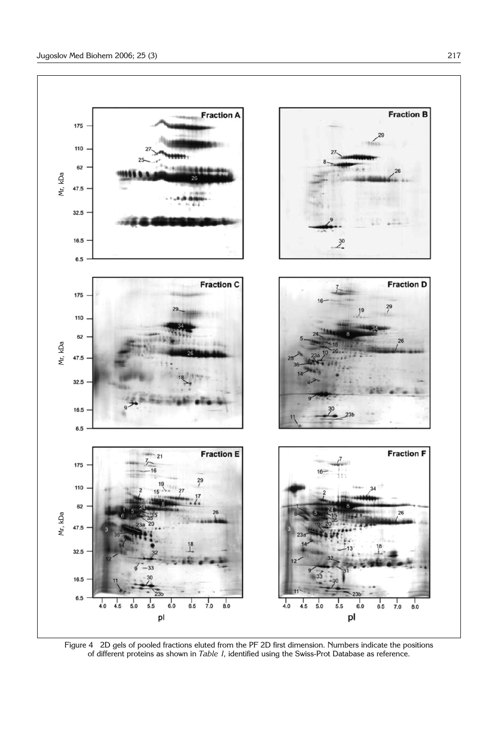Figure 4 2D gels of pooled fractions eluted from the PF 2D first dimension. Numbers indicate the positions of different proteins as shown in *Table I*, identified using the Swiss-Prot Database as reference.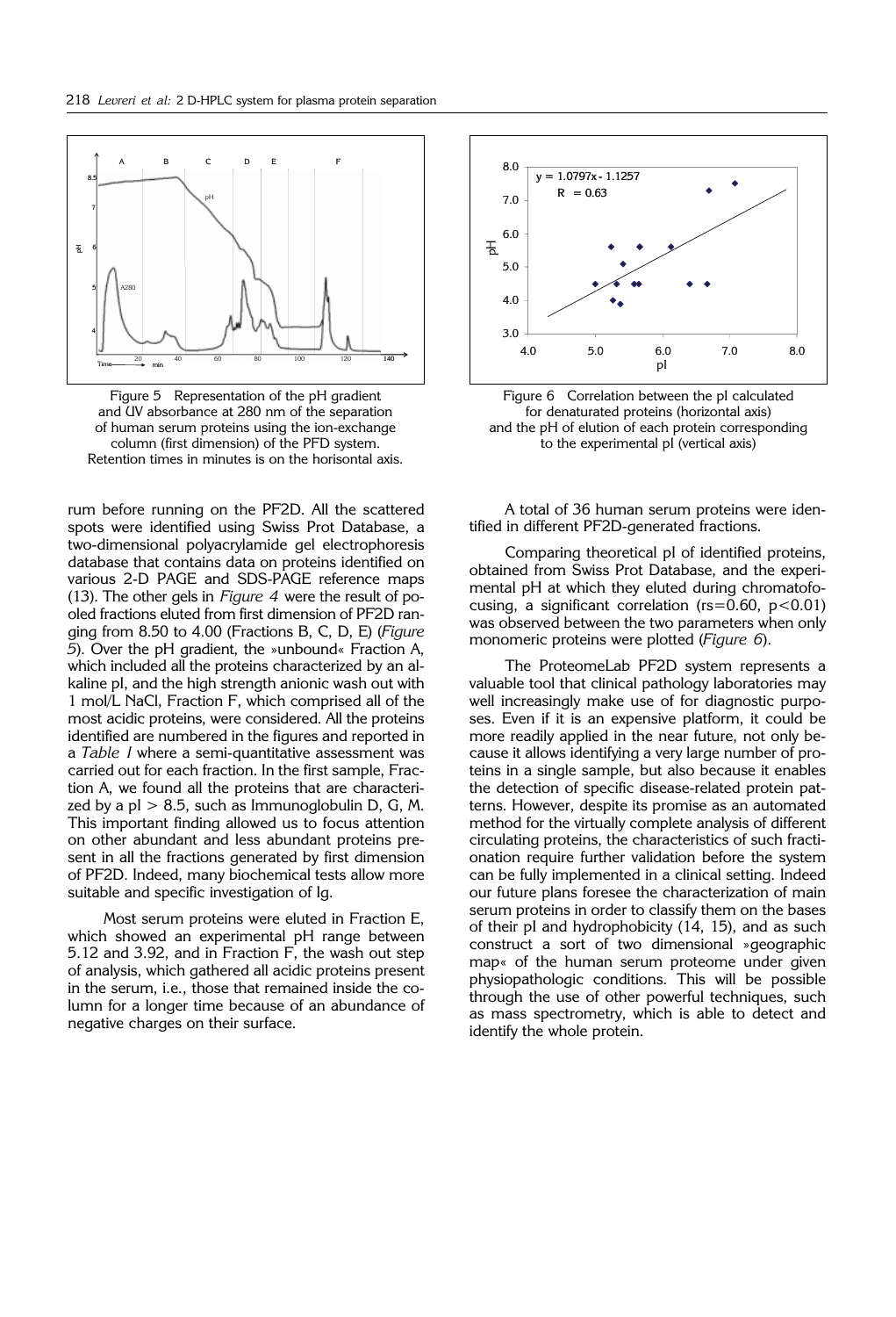Figure 5 Representation of the pH gradient and UV absorbance at 280 nm of the separation of human serum proteins using the ion-exchange column (first dimension) of the PFD system. Retention times in minutes is on the horisontal axis.

Figure 6 Correlation between the pI calculated for denaturated proteins (horizontal axis) and the pH of elution of each protein corresponding to the experimental pI (vertical axis)

rum before running on the PF2D. All the scattered spots were identified using Swiss Prot Database, a two-dimensional polyacrylamide gel electrophoresis database that contains data on proteins identified on various 2-D PAGE and SDS-PAGE reference maps (13). The other gels in *Figure 4* were the result of pooled fractions eluted from first dimension of PF2D ranging from 8.50 to 4.00 (Fractions B, C, D, E) (*Figure 5*). Over the pH gradient, the »unbound« Fraction A, which included all the proteins characterized by an alkaline pI, and the high strength anionic wash out with 1 mol/L NaCl, Fraction F, which comprised all of the most acidic proteins, were considered. All the proteins identified are numbered in the figures and reported in a *Table I* where a semi-quantitative assessment was carried out for each fraction. In the first sample, Fraction A, we found all the proteins that are characterized by a pI > 8.5, such as Immunoglobulin D, G, M. This important finding allowed us to focus attention on other abundant and less abundant proteins present in all the fractions generated by first dimension of PF2D. Indeed, many biochemical tests allow more suitable and specific investigation of Ig.

Most serum proteins were eluted in Fraction E, which showed an experimental pH range between 5.12 and 3.92, and in Fraction F, the wash out step of analysis, which gathered all acidic proteins present in the serum, i.e., those that remained inside the column for a longer time because of an abundance of negative charges on their surface.

A total of 36 human serum proteins were identified in different PF2D-generated fractions.

Comparing theoretical pI of identified proteins, obtained from Swiss Prot Database, and the experimental pH at which they eluted during chromatofocusing, a significant correlation ($rs=0.60$, $p<0.01$) was observed between the two parameters when only monomeric proteins were plotted (*Figure 6*).

The ProteomeLab PF2D system represents a valuable tool that clinical pathology laboratories may well increasingly make use of for diagnostic purposes. Even if it is an expensive platform, it could be more readily applied in the near future, not only because it allows identifying a very large number of proteins in a single sample, but also because it enables the detection of specific disease-related protein patterns. However, despite its promise as an automated method for the virtually complete analysis of different circulating proteins, the characteristics of such fractionation require further validation before the system can be fully implemented in a clinical setting. Indeed our future plans foresee the characterization of main serum proteins in order to classify them on the bases of their pI and hydrophobicity (14, 15), and as such construct a sort of two dimensional »geographic map« of the human serum proteome under given physiopathologic conditions. This will be possible through the use of other powerful techniques, such as mass spectrometry, which is able to detect and identify the whole protein.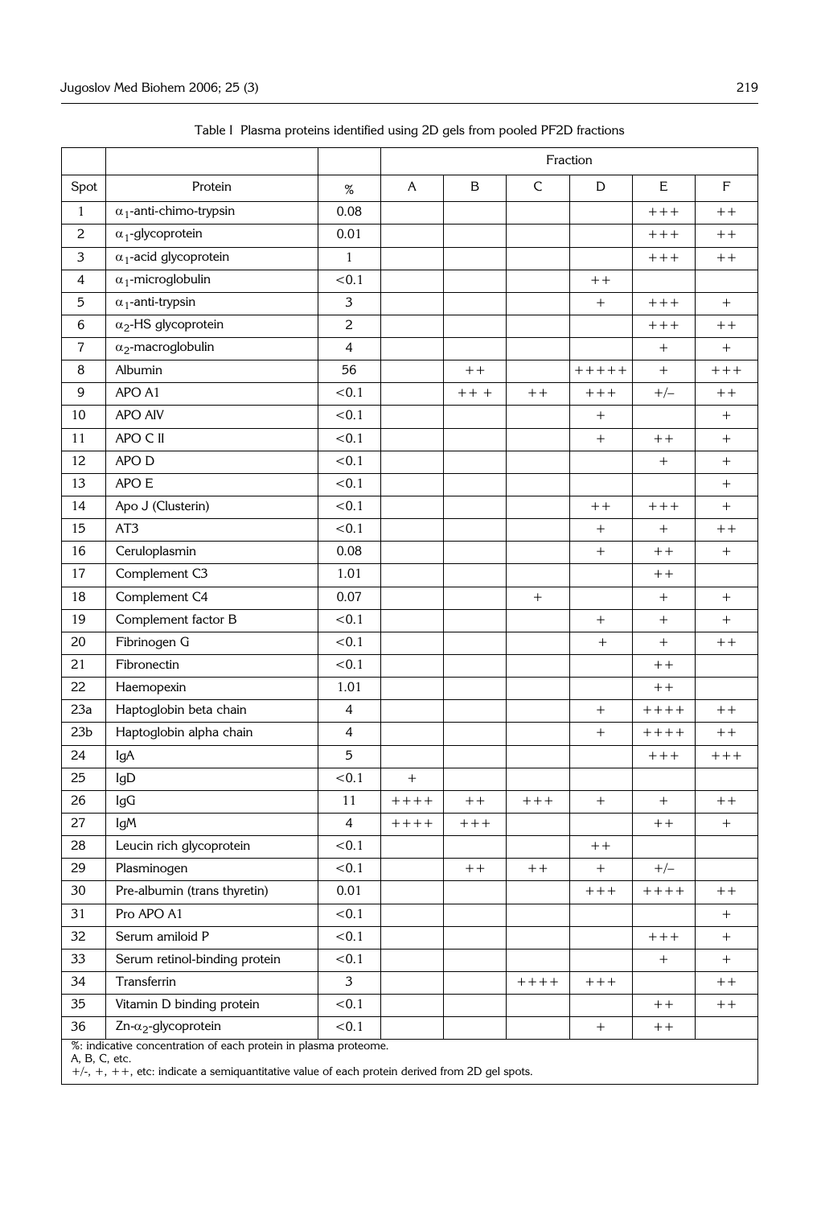Table I Plasma proteins identified using 2D gels from pooled PF2D fractions

| | | | Fraction | | | | | |
|---|---|---|---|---|---|---|---|---|
| Spot | Protein | % | A | B | C | D | E | F |
| 1 | $\alpha_1$-anti-chimo-trypsin | 0.08 | | | | | +++ | ++ |
| 2 | $\alpha_1$-glycoprotein | 0.01 | | | | | +++ | ++ |
| 3 | $\alpha_1$-acid glycoprotein | 1 | | | | | +++ | ++ |
| 4 | $\alpha_1$-microglobulin | <0.1 | | | | ++ | | |
| 5 | $\alpha_1$-anti-trypsin | 3 | | | | + | +++ | + |
| 6 | $\alpha_2$-HS glycoprotein | 2 | | | | | +++ | ++ |
| 7 | $\alpha_2$-macroglobulin | 4 | | | | | + | + |
| 8 | Albumin | 56 | | ++ | | +++++ | + | +++ |
| 9 | APO A1 | <0.1 | | ++ + | ++ | +++ | +/– | ++ |
| 10 | APO AIV | <0.1 | | | | + | | + |
| 11 | APO C II | <0.1 | | | | + | ++ | + |
| 12 | APO D | <0.1 | | | | | + | + |
| 13 | APO E | <0.1 | | | | | | + |
| 14 | Apo J (Clusterin) | <0.1 | | | | ++ | +++ | + |
| 15 | AT3 | <0.1 | | | | + | + | ++ |
| 16 | Ceruloplasmin | 0.08 | | | | + | ++ | + |
| 17 | Complement C3 | 1.01 | | | | | ++ | |
| 18 | Complement C4 | 0.07 | | | + | | + | + |
| 19 | Complement factor B | <0.1 | | | | + | + | + |
| 20 | Fibrinogen G | <0.1 | | | | + | + | ++ |
| 21 | Fibronectin | <0.1 | | | | | ++ | |
| 22 | Haemopexin | 1.01 | | | | | ++ | |
| 23a | Haptoglobin beta chain | 4 | | | | + | ++++ | ++ |
| 23b | Haptoglobin alpha chain | 4 | | | | + | ++++ | ++ |
| 24 | IgA | 5 | | | | | +++ | +++ |
| 25 | IgD | <0.1 | + | | | | | |
| 26 | IgG | 11 | ++++ | ++ | +++ | + | + | ++ |
| 27 | IgM | 4 | ++++ | +++ | | | ++ | + |
| 28 | Leucin rich glycoprotein | <0.1 | | | | ++ | | |
| 29 | Plasminogen | <0.1 | | ++ | ++ | + | +/– | |
| 30 | Pre-albumin (trans thyretin) | 0.01 | | | | +++ | ++++ | ++ |
| 31 | Pro APO A1 | <0.1 | | | | | | + |
| 32 | Serum amiloid P | <0.1 | | | | | +++ | + |
| 33 | Serum retinol-binding protein | <0.1 | | | | | + | + |
| 34 | Transferrin | 3 | | | ++++ | +++ | | ++ |
| 35 | Vitamin D binding protein | <0.1 | | | | | ++ | ++ |
| 36 | Zn-$\alpha_2$-glycoprotein | <0.1 | | | | + | ++ | |

%: indicative concentration of each protein in plasma proteome.
A, B, C, etc.
+/-, +, ++, etc: indicate a semiquantitative value of each protein derived from 2D gel spots.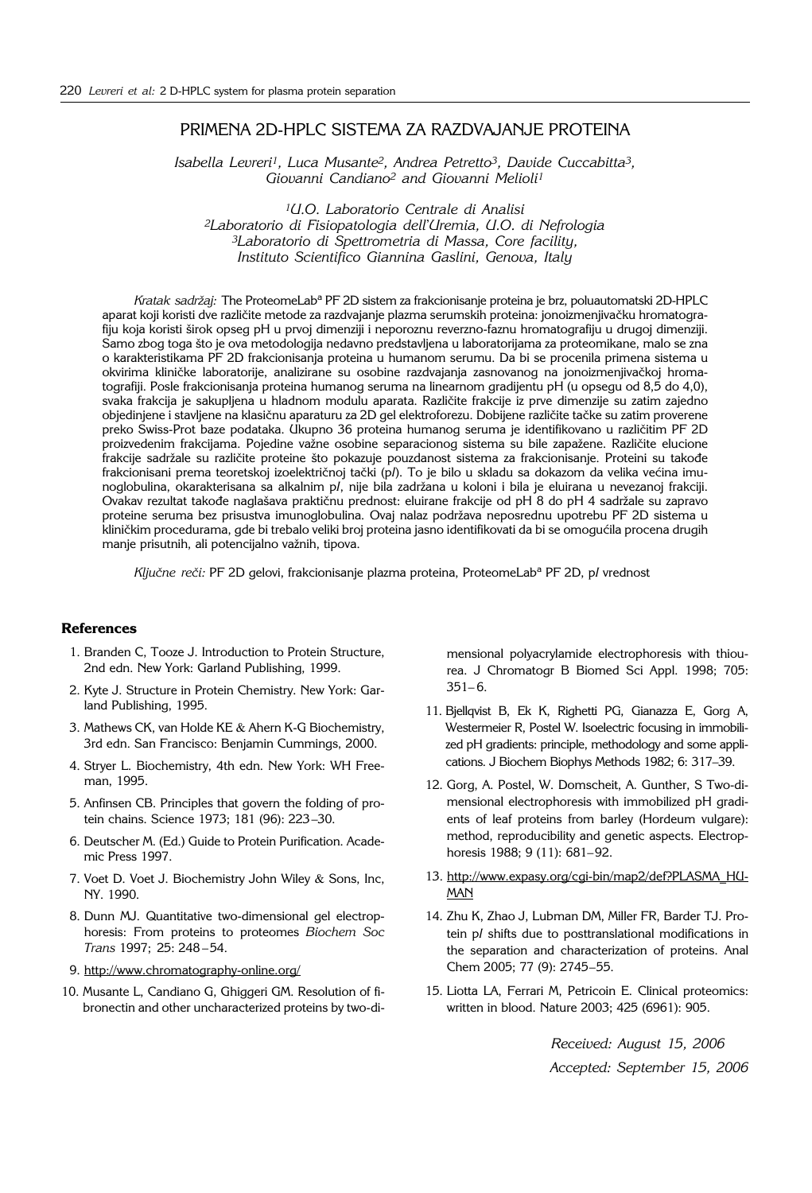# PRIMENA 2D-HPLC SISTEMA ZA RAZDVAJANJE PROTEINA

*Isabella Levreri[1], Luca Musante[2], Andrea Petretto[3], Davide Cuccabitta[3], Giovanni Candiano[2] and Giovanni Melioli[1]*

*[1]U.O. Laboratorio Centrale di Analisi*
*[2]Laboratorio di Fisiopatologia dell'Uremia, U.O. di Nefrologia*
*[3]Laboratorio di Spettrometria di Massa, Core facility, Instituto Scientifico Giannina Gaslini, Genova, Italy*

*Kratak sadržaj:* The ProteomeLab[a] PF 2D sistem za frakcionisanje proteina je brz, poluautomatski 2D-HPLC aparat koji koristi dve različite metode za razdvajanje plazma serumskih proteina: jonoizmenjivačku hromatografiju koja koristi širok opseg pH u prvoj dimenziji i neporoznu reverzno-faznu hromatografiju u drugoj dimenziji. Samo zbog toga što je ova metodologija nedavno predstavljena u laboratorijama za proteomikane, malo se zna o karakteristikama PF 2D frakcionisanja proteina u humanom serumu. Da bi se procenila primena sistema u okvirima kliničke laboratorije, analizirane su osobine razdvajanja zasnovanog na jonoizmenjivačkoj hromatografiji. Posle frakcionisanja proteina humanog seruma na linearnom gradijentu pH (u opsegu od 8,5 do 4,0), svaka frakcija je sakupljena u hladnom modulu aparata. Različite frakcije iz prve dimenzije su zatim zajedno objedinjene i stavljene na klasičnu aparaturu za 2D gel elektroforezu. Dobijene različite tačke su zatim proverene preko Swiss-Prot baze podataka. Ukupno 36 proteina humanog seruma je identifikovano u različitim PF 2D proizvedenim frakcijama. Pojedine važne osobine separacionog sistema su bile zapažene. Različite elucione frakcije sadržale su različite proteine što pokazuje pouzdanost sistema za frakcionisanje. Proteini su takođe frakcionisani prema teoretskoj izoelektričnoj tački (p*I*). To je bilo u skladu sa dokazom da velika većina imunoglobulina, okarakterisana sa alkalnim p*I*, nije bila zadržana u koloni i bila je eluirana u nevezanoj frakciji. Ovakav rezultat takođe naglašava praktičnu prednost: eluirane frakcije od pH 8 do pH 4 sadržale su zapravo proteine seruma bez prisustva imunoglobulina. Ovaj nalaz podržava neposrednu upotrebu PF 2D sistema u kliničkim procedurama, gde bi trebalo veliki broj proteina jasno identifikovati da bi se omogućila procena drugih manje prisutnih, ali potencijalno važnih, tipova.

*Ključne reči:* PF 2D gelovi, frakcionisanje plazma proteina, ProteomeLab[a] PF 2D, p*I* vrednost

## References

1. Branden C, Tooze J. Introduction to Protein Structure, 2nd edn. New York: Garland Publishing, 1999.
2. Kyte J. Structure in Protein Chemistry. New York: Garland Publishing, 1995.
3. Mathews CK, van Holde KE & Ahern K-G Biochemistry, 3rd edn. San Francisco: Benjamin Cummings, 2000.
4. Stryer L. Biochemistry, 4th edn. New York: WH Freeman, 1995.
5. Anfinsen CB. Principles that govern the folding of protein chains. Science 1973; 181 (96): 223–30.
6. Deutscher M. (Ed.) Guide to Protein Purification. Academic Press 1997.
7. Voet D. Voet J. Biochemistry John Wiley & Sons, Inc, NY. 1990.
8. Dunn MJ. Quantitative two-dimensional gel electrophoresis: From proteins to proteomes *Biochem Soc Trans* 1997; 25: 248–54.
9. http://www.chromatography-online.org/
10. Musante L, Candiano G, Ghiggeri GM. Resolution of fibronectin and other uncharacterized proteins by two-dimensional polyacrylamide electrophoresis with thiourea. J Chromatogr B Biomed Sci Appl. 1998; 705: 351–6.
11. Bjellqvist B, Ek K, Righetti PG, Gianazza E, Gorg A, Westermeier R, Postel W. Isoelectric focusing in immobilized pH gradients: principle, methodology and some applications. J Biochem Biophys Methods 1982; 6: 317–39.
12. Gorg, A. Postel, W. Domscheit, A. Gunther, S Two-dimensional electrophoresis with immobilized pH gradients of leaf proteins from barley (Hordeum vulgare): method, reproducibility and genetic aspects. Electrophoresis 1988; 9 (11): 681–92.
13. http://www.expasy.org/cgi-bin/map2/def?PLASMA_HUMAN
14. Zhu K, Zhao J, Lubman DM, Miller FR, Barder TJ. Protein p*I* shifts due to posttranslational modifications in the separation and characterization of proteins. Anal Chem 2005; 77 (9): 2745–55.
15. Liotta LA, Ferrari M, Petricoin E. Clinical proteomics: written in blood. Nature 2003; 425 (6961): 905.

*Received: August 15, 2006*
*Accepted: September 15, 2006*